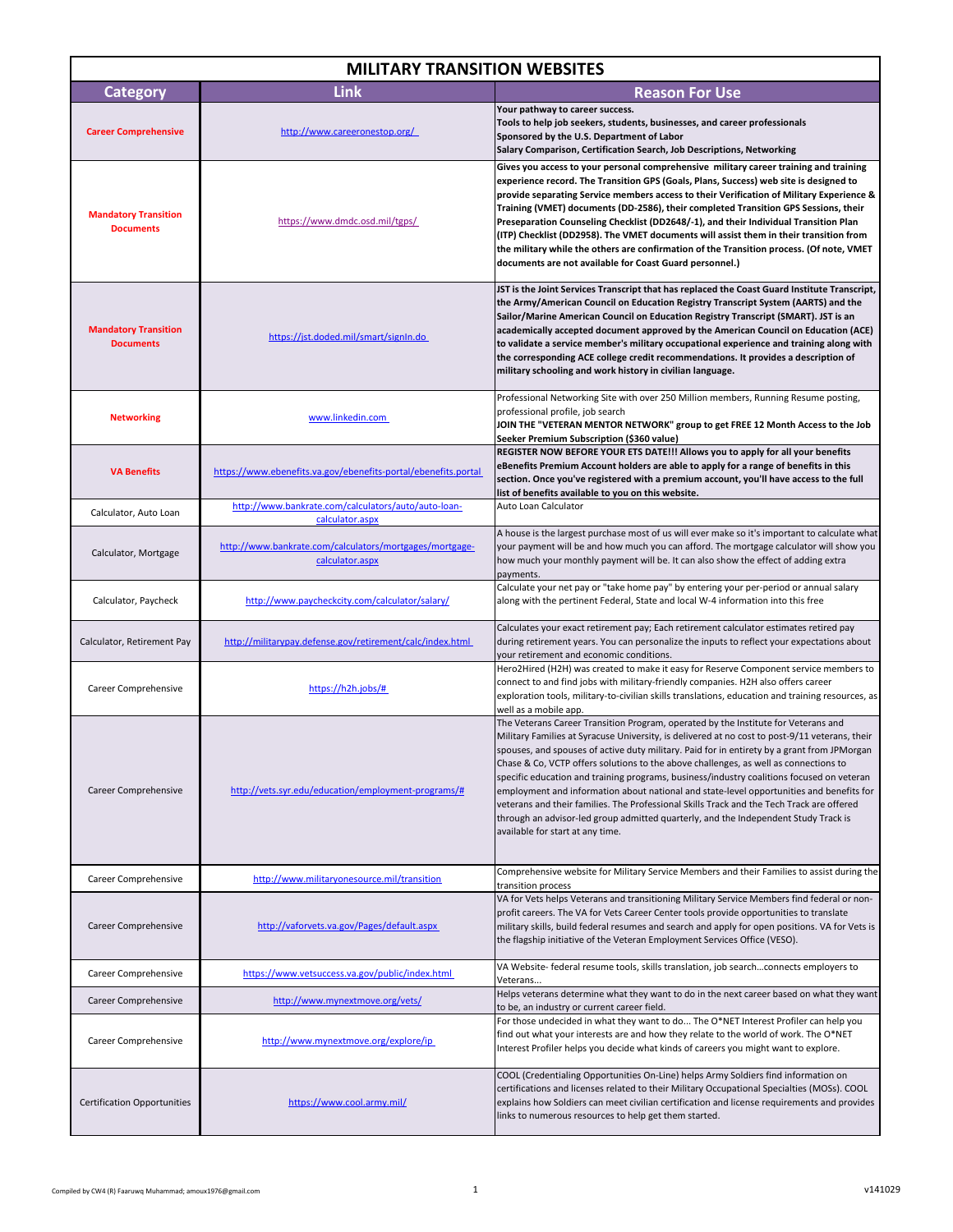# MILITARY TRANSITION WEBSITES

| Category | Link | Reason For Use |
|---|---|---|
| **Career Comprehensive** | http://www.careeronestop.org/ | **Your pathway to career success.**<br>**Tools to help job seekers, students, businesses, and career professionals**<br>**Sponsored by the U.S. Department of Labor**<br>**Salary Comparison, Certification Search, Job Descriptions, Networking** |
| **Mandatory Transition Documents** | https://www.dmdc.osd.mil/tgps/ | **Gives you access to your personal comprehensive military career training and training experience record. The Transition GPS (Goals, Plans, Success) web site is designed to provide separating Service members access to their Verification of Military Experience & Training (VMET) documents (DD-2586), their completed Transition GPS Sessions, their Preseparation Counseling Checklist (DD2648/-1), and their Individual Transition Plan (ITP) Checklist (DD2958). The VMET documents will assist them in their transition from the military while the others are confirmation of the Transition process. (Of note, VMET documents are not available for Coast Guard personnel.)** |
| **Mandatory Transition Documents** | https://jst.doded.mil/smart/signIn.do | **JST is the Joint Services Transcript that has replaced the Coast Guard Institute Transcript, the Army/American Council on Education Registry Transcript System (AARTS) and the Sailor/Marine American Council on Education Registry Transcript (SMART). JST is an academically accepted document approved by the American Council on Education (ACE) to validate a service member's military occupational experience and training along with the corresponding ACE college credit recommendations. It provides a description of military schooling and work history in civilian language.** |
| **Networking** | www.linkedin.com | Professional Networking Site with over 250 Million members, Running Resume posting, professional profile, job search<br>**JOIN THE "VETERAN MENTOR NETWORK" group to get FREE 12 Month Access to the Job Seeker Premium Subscription ($360 value)** |
| **VA Benefits** | https://www.ebenefits.va.gov/ebenefits-portal/ebenefits.portal | **REGISTER NOW BEFORE YOUR ETS DATE!!! Allows you to apply for all your benefits eBenefits Premium Account holders are able to apply for a range of benefits in this section. Once you've registered with a premium account, you'll have access to the full list of benefits available to you on this website.** |
| Calculator, Auto Loan | http://www.bankrate.com/calculators/auto/auto-loan-calculator.aspx | Auto Loan Calculator |
| Calculator, Mortgage | http://www.bankrate.com/calculators/mortgages/mortgage-calculator.aspx | A house is the largest purchase most of us will ever make so it's important to calculate what your payment will be and how much you can afford. The mortgage calculator will show you how much your monthly payment will be. It can also show the effect of adding extra payments. |
| Calculator, Paycheck | http://www.paycheckcity.com/calculator/salary/ | Calculate your net pay or "take home pay" by entering your per-period or annual salary along with the pertinent Federal, State and local W-4 information into this free |
| Calculator, Retirement Pay | http://militarypay.defense.gov/retirement/calc/index.html | Calculates your exact retirement pay; Each retirement calculator estimates retired pay during retirement years. You can personalize the inputs to reflect your expectations about your retirement and economic conditions. |
| Career Comprehensive | https://h2h.jobs/# | Hero2Hired (H2H) was created to make it easy for Reserve Component service members to connect to and find jobs with military-friendly companies. H2H also offers career exploration tools, military-to-civilian skills translations, education and training resources, as well as a mobile app. |
| Career Comprehensive | http://vets.syr.edu/education/employment-programs/# | The Veterans Career Transition Program, operated by the Institute for Veterans and Military Families at Syracuse University, is delivered at no cost to post-9/11 veterans, their spouses, and spouses of active duty military. Paid for in entirety by a grant from JPMorgan Chase & Co, VCTP offers solutions to the above challenges, as well as connections to specific education and training programs, business/industry coalitions focused on veteran employment and information about national and state-level opportunities and benefits for veterans and their families. The Professional Skills Track and the Tech Track are offered through an advisor-led group admitted quarterly, and the Independent Study Track is available for start at any time. |
| Career Comprehensive | http://www.militaryonesource.mil/transition | Comprehensive website for Military Service Members and their Families to assist during the transition process |
| Career Comprehensive | http://vaforvets.va.gov/Pages/default.aspx | VA for Vets helps Veterans and transitioning Military Service Members find federal or non-profit careers. The VA for Vets Career Center tools provide opportunities to translate military skills, build federal resumes and search and apply for open positions. VA for Vets is the flagship initiative of the Veteran Employment Services Office (VESO). |
| Career Comprehensive | https://www.vetsuccess.va.gov/public/index.html | VA Website- federal resume tools, skills translation, job search…connects employers to Veterans… |
| Career Comprehensive | http://www.mynextmove.org/vets/ | Helps veterans determine what they want to do in the next career based on what they want to be, an industry or current career field. |
| Career Comprehensive | http://www.mynextmove.org/explore/ip | For those undecided in what they want to do... The O*NET Interest Profiler can help you find out what your interests are and how they relate to the world of work. The O*NET Interest Profiler helps you decide what kinds of careers you might want to explore. |
| Certification Opportunities | https://www.cool.army.mil/ | COOL (Credentialing Opportunities On-Line) helps Army Soldiers find information on certifications and licenses related to their Military Occupational Specialties (MOSs). COOL explains how Soldiers can meet civilian certification and license requirements and provides links to numerous resources to help get them started. |

Compiled by CW4 (R) Faaruwq Muhammad; amoux1976@gmail.com

v141029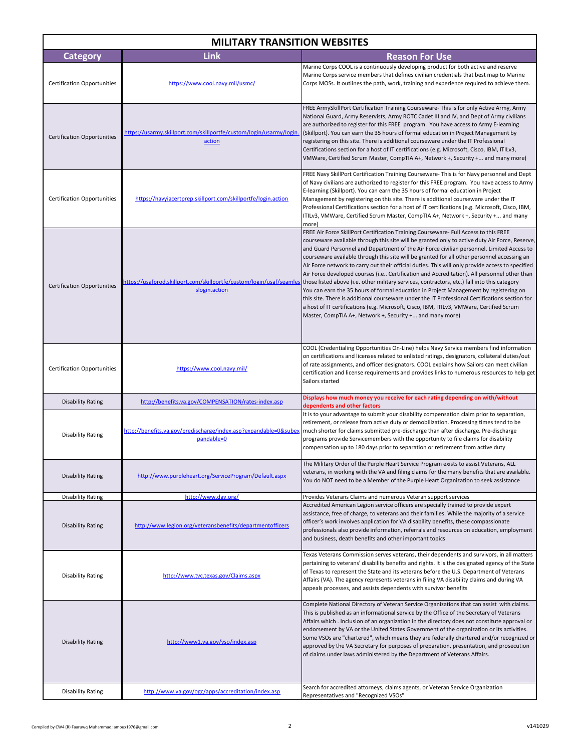# MILITARY TRANSITION WEBSITES

| Category | Link | Reason For Use |
|---|---|---|
| Certification Opportunities | https://www.cool.navy.mil/usmc/ | Marine Corps COOL is a continuously developing product for both active and reserve Marine Corps service members that defines civilian credentials that best map to Marine Corps MOSs. It outlines the path, work, training and experience required to achieve them. |
| Certification Opportunities | https://usarmy.skillport.com/skillportfe/custom/login/usarmy/login.action | FREE ArmySkillPort Certification Training Courseware- This is for only Active Army, Army National Guard, Army Reservists, Army ROTC Cadet III and IV, and Dept of Army civilians are authorized to register for this FREE program. You have access to Army E-learning (Skillport). You can earn the 35 hours of formal education in Project Management by registering on this site. There is additional courseware under the IT Professional Certifications section for a host of IT certifications (e.g. Microsoft, Cisco, IBM, ITILv3, VMWare, Certified Scrum Master, CompTIA A+, Network +, Security +... and many more) |
| Certification Opportunities | https://navyiacertprep.skillport.com/skillportfe/login.action | FREE Navy SkillPort Certification Training Courseware- This is for Navy personnel and Dept of Navy civilians are authorized to register for this FREE program. You have access to Army E-learning (Skillport). You can earn the 35 hours of formal education in Project Management by registering on this site. There is additional courseware under the IT Professional Certifications section for a host of IT certifications (e.g. Microsoft, Cisco, IBM, ITILv3, VMWare, Certified Scrum Master, CompTIA A+, Network +, Security +... and many more) |
| Certification Opportunities | https://usafprod.skillport.com/skillportfe/custom/login/usaf/seamlesslogin.action | FREE Air Force SkillPort Certification Training Courseware- Full Access to this FREE courseware available through this site will be granted only to active duty Air Force, Reserve, and Guard Personnel and Department of the Air Force civilian personnel. Limited Access to courseware available through this site will be granted for all other personnel accessing an Air Force network to carry out their official duties. This will only provide access to specified Air Force developed courses (i.e.. Certification and Accreditation). All personnel other than those listed above (i.e. other military services, contractors, etc.) fall into this category You can earn the 35 hours of formal education in Project Management by registering on this site. There is additional courseware under the IT Professional Certifications section for a host of IT certifications (e.g. Microsoft, Cisco, IBM, ITILv3, VMWare, Certified Scrum Master, CompTIA A+, Network +, Security +... and many more) |
| Certification Opportunities | https://www.cool.navy.mil/ | COOL (Credentialing Opportunities On-Line) helps Navy Service members find information on certifications and licenses related to enlisted ratings, designators, collateral duties/out of rate assignments, and officer designators. COOL explains how Sailors can meet civilian certification and license requirements and provides links to numerous resources to help get Sailors started |
| Disability Rating | http://benefits.va.gov/COMPENSATION/rates-index.asp | **Displays how much money you receive for each rating depending on with/without dependents and other factors** |
| Disability Rating | http://benefits.va.gov/predischarge/index.asp?expandable=0&subexpandable=0 | It is to your advantage to submit your disability compensation claim prior to separation, retirement, or release from active duty or demobilization. Processing times tend to be much shorter for claims submitted pre-discharge than after discharge. Pre-discharge programs provide Servicemembers with the opportunity to file claims for disability compensation up to 180 days prior to separation or retirement from active duty |
| Disability Rating | http://www.purpleheart.org/ServiceProgram/Default.aspx | The Military Order of the Purple Heart Service Program exists to assist Veterans, ALL veterans, in working with the VA and filing claims for the many benefits that are available. You do NOT need to be a Member of the Purple Heart Organization to seek assistance |
| Disability Rating | http://www.dav.org/ | Provides Veterans Claims and numerous Veteran support services |
| Disability Rating | http://www.legion.org/veteransbenefits/departmentofficers | Accredited American Legion service officers are specially trained to provide expert assistance, free of charge, to veterans and their families. While the majority of a service officer's work involves application for VA disability benefits, these compassionate professionals also provide information, referrals and resources on education, employment and business, death benefits and other important topics |
| Disability Rating | http://www.tvc.texas.gov/Claims.aspx | Texas Veterans Commission serves veterans, their dependents and survivors, in all matters pertaining to veterans' disability benefits and rights. It is the designated agency of the State of Texas to represent the State and its veterans before the U.S. Department of Veterans Affairs (VA). The agency represents veterans in filing VA disability claims and during VA appeals processes, and assists dependents with survivor benefits |
| Disability Rating | http://www1.va.gov/vso/index.asp | Complete National Directory of Veteran Service Organizations that can assist with claims. This is published as an informational service by the Office of the Secretary of Veterans Affairs which . Inclusion of an organization in the directory does not constitute approval or endorsement by VA or the United States Government of the organization or its activities. Some VSOs are "chartered", which means they are federally chartered and/or recognized or approved by the VA Secretary for purposes of preparation, presentation, and prosecution of claims under laws administered by the Department of Veterans Affairs. |
| Disability Rating | http://www.va.gov/ogc/apps/accreditation/index.asp | Search for accredited attorneys, claims agents, or Veteran Service Organization Representatives and "Recognized VSOs" |

Compiled by CW4 (R) Faaruwq Muhammad; amoux1976@gmail.com

v141029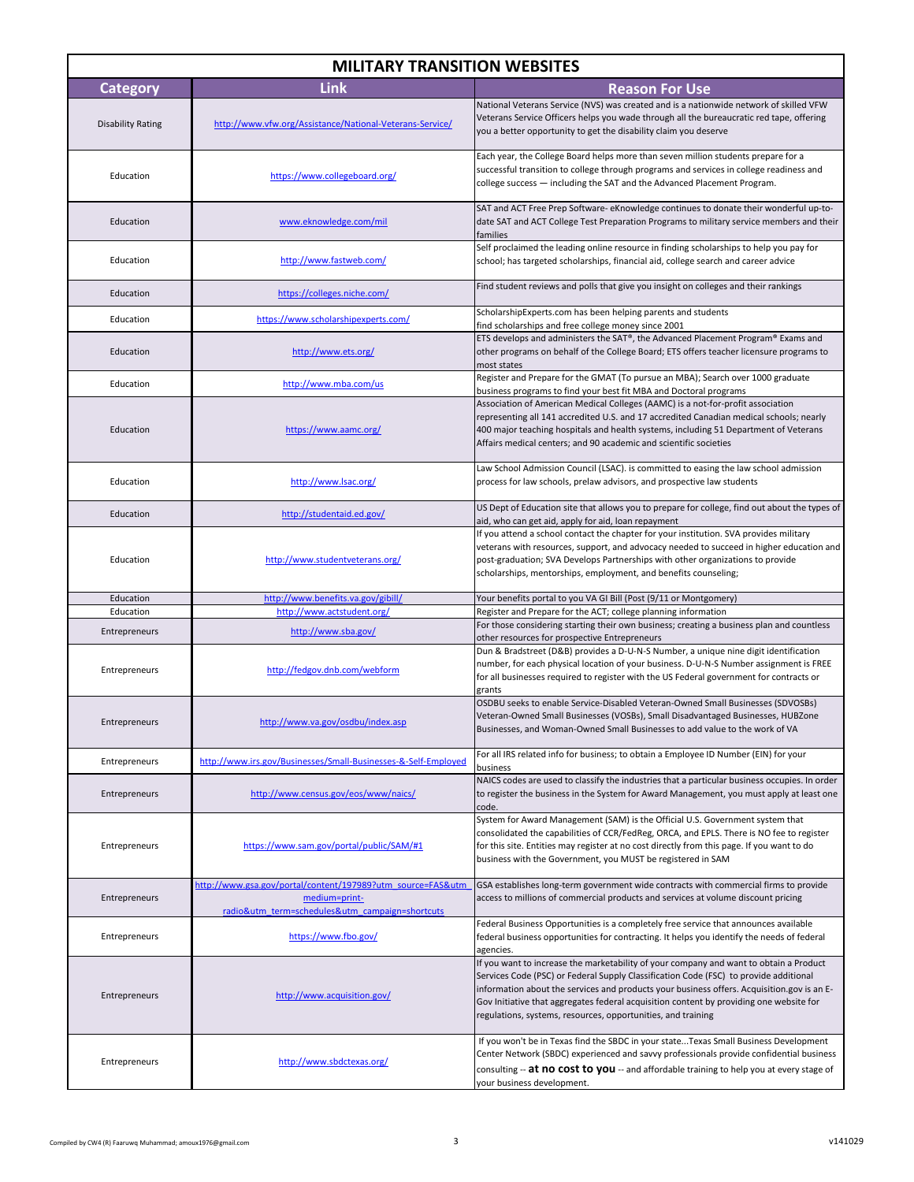# MILITARY TRANSITION WEBSITES

| Category | Link | Reason For Use |
|---|---|---|
| Disability Rating | http://www.vfw.org/Assistance/National-Veterans-Service/ | National Veterans Service (NVS) was created and is a nationwide network of skilled VFW Veterans Service Officers helps you wade through all the bureaucratic red tape, offering you a better opportunity to get the disability claim you deserve |
| Education | https://www.collegeboard.org/ | Each year, the College Board helps more than seven million students prepare for a successful transition to college through programs and services in college readiness and college success — including the SAT and the Advanced Placement Program. |
| Education | www.eknowledge.com/mil | SAT and ACT Free Prep Software- eKnowledge continues to donate their wonderful up-to-date SAT and ACT College Test Preparation Programs to military service members and their families |
| Education | http://www.fastweb.com/ | Self proclaimed the leading online resource in finding scholarships to help you pay for school; has targeted scholarships, financial aid, college search and career advice |
| Education | https://colleges.niche.com/ | Find student reviews and polls that give you insight on colleges and their rankings |
| Education | https://www.scholarshipexperts.com/ | ScholarshipExperts.com has been helping parents and students find scholarships and free college money since 2001 |
| Education | http://www.ets.org/ | ETS develops and administers the SAT®, the Advanced Placement Program® Exams and other programs on behalf of the College Board; ETS offers teacher licensure programs to most states |
| Education | http://www.mba.com/us | Register and Prepare for the GMAT (To pursue an MBA); Search over 1000 graduate business programs to find your best fit MBA and Doctoral programs |
| Education | https://www.aamc.org/ | Association of American Medical Colleges (AAMC) is a not-for-profit association representing all 141 accredited U.S. and 17 accredited Canadian medical schools; nearly 400 major teaching hospitals and health systems, including 51 Department of Veterans Affairs medical centers; and 90 academic and scientific societies |
| Education | http://www.lsac.org/ | Law School Admission Council (LSAC). is committed to easing the law school admission process for law schools, prelaw advisors, and prospective law students |
| Education | http://studentaid.ed.gov/ | US Dept of Education site that allows you to prepare for college, find out about the types of aid, who can get aid, apply for aid, loan repayment |
| Education | http://www.studentveterans.org/ | If you attend a school contact the chapter for your institution. SVA provides military veterans with resources, support, and advocacy needed to succeed in higher education and post-graduation; SVA Develops Partnerships with other organizations to provide scholarships, mentorships, employment, and benefits counseling; |
| Education | http://www.benefits.va.gov/gibill/ | Your benefits portal to you VA GI Bill (Post (9/11 or Montgomery) |
| Education | http://www.actstudent.org/ | Register and Prepare for the ACT; college planning information |
| Entrepreneurs | http://www.sba.gov/ | For those considering starting their own business; creating a business plan and countless other resources for prospective Entrepreneurs |
| Entrepreneurs | http://fedgov.dnb.com/webform | Dun & Bradstreet (D&B) provides a D-U-N-S Number, a unique nine digit identification number, for each physical location of your business. D-U-N-S Number assignment is FREE for all businesses required to register with the US Federal government for contracts or grants |
| Entrepreneurs | http://www.va.gov/osdbu/index.asp | OSDBU seeks to enable Service-Disabled Veteran-Owned Small Businesses (SDVOSBs) Veteran-Owned Small Businesses (VOSBs), Small Disadvantaged Businesses, HUBZone Businesses, and Woman-Owned Small Businesses to add value to the work of VA |
| Entrepreneurs | http://www.irs.gov/Businesses/Small-Businesses-&-Self-Employed | For all IRS related info for business; to obtain a Employee ID Number (EIN) for your business |
| Entrepreneurs | http://www.census.gov/eos/www/naics/ | NAICS codes are used to classify the industries that a particular business occupies. In order to register the business in the System for Award Management, you must apply at least one code. |
| Entrepreneurs | https://www.sam.gov/portal/public/SAM/#1 | System for Award Management (SAM) is the Official U.S. Government system that consolidated the capabilities of CCR/FedReg, ORCA, and EPLS. There is NO fee to register for this site. Entities may register at no cost directly from this page. If you want to do business with the Government, you MUST be registered in SAM |
| Entrepreneurs | http://www.gsa.gov/portal/content/197989?utm_source=FAS&utm_medium=print-radio&utm_term=schedules&utm_campaign=shortcuts | GSA establishes long-term government wide contracts with commercial firms to provide access to millions of commercial products and services at volume discount pricing |
| Entrepreneurs | https://www.fbo.gov/ | Federal Business Opportunities is a completely free service that announces available federal business opportunities for contracting. It helps you identify the needs of federal agencies. |
| Entrepreneurs | http://www.acquisition.gov/ | If you want to increase the marketability of your company and want to obtain a Product Services Code (PSC) or Federal Supply Classification Code (FSC) to provide additional information about the services and products your business offers. Acquisition.gov is an E-Gov Initiative that aggregates federal acquisition content by providing one website for regulations, systems, resources, opportunities, and training |
| Entrepreneurs | http://www.sbdctexas.org/ | If you won't be in Texas find the SBDC in your state...Texas Small Business Development Center Network (SBDC) experienced and savvy professionals provide confidential business consulting -- **at no cost to you** -- and affordable training to help you at every stage of your business development. |

Compiled by CW4 (R) Faaruwq Muhammad; amoux1976@gmail.com

v141029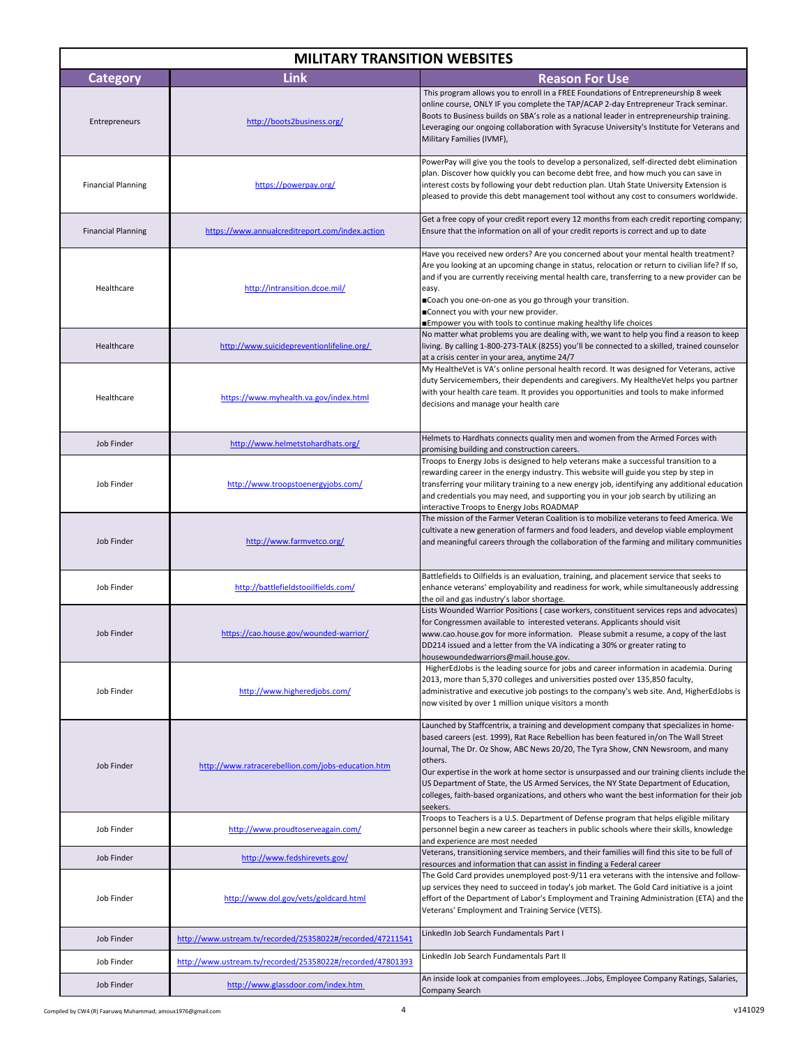# MILITARY TRANSITION WEBSITES

| Category | Link | Reason For Use |
|---|---|---|
| Entrepreneurs | http://boots2business.org/ | This program allows you to enroll in a FREE Foundations of Entrepreneurship 8 week online course, ONLY IF you complete the TAP/ACAP 2-day Entrepreneur Track seminar. Boots to Business builds on SBA's role as a national leader in entrepreneurship training. Leveraging our ongoing collaboration with Syracuse University's Institute for Veterans and Military Families (IVMF), |
| Financial Planning | https://powerpay.org/ | PowerPay will give you the tools to develop a personalized, self-directed debt elimination plan. Discover how quickly you can become debt free, and how much you can save in interest costs by following your debt reduction plan. Utah State University Extension is pleased to provide this debt management tool without any cost to consumers worldwide. |
| Financial Planning | https://www.annualcreditreport.com/index.action | Get a free copy of your credit report every 12 months from each credit reporting company; Ensure that the information on all of your credit reports is correct and up to date |
| Healthcare | http://intransition.dcoe.mil/ | Have you received new orders? Are you concerned about your mental health treatment? Are you looking at an upcoming change in status, relocation or return to civilian life? If so, and if you are currently receiving mental health care, transferring to a new provider can be easy.<br>■Coach you one-on-one as you go through your transition.<br>■Connect you with your new provider.<br>■Empower you with tools to continue making healthy life choices |
| Healthcare | http://www.suicidepreventionlifeline.org/ | No matter what problems you are dealing with, we want to help you find a reason to keep living. By calling 1-800-273-TALK (8255) you'll be connected to a skilled, trained counselor at a crisis center in your area, anytime 24/7 |
| Healthcare | https://www.myhealth.va.gov/index.html | My HealtheVet is VA's online personal health record. It was designed for Veterans, active duty Servicemembers, their dependents and caregivers. My HealtheVet helps you partner with your health care team. It provides you opportunities and tools to make informed decisions and manage your health care |
| Job Finder | http://www.helmetstohardhats.org/ | Helmets to Hardhats connects quality men and women from the Armed Forces with promising building and construction careers. |
| Job Finder | http://www.troopstoenergyjobs.com/ | Troops to Energy Jobs is designed to help veterans make a successful transition to a rewarding career in the energy industry. This website will guide you step by step in transferring your military training to a new energy job, identifying any additional education and credentials you may need, and supporting you in your job search by utilizing an interactive Troops to Energy Jobs ROADMAP |
| Job Finder | http://www.farmvetco.org/ | The mission of the Farmer Veteran Coalition is to mobilize veterans to feed America. We cultivate a new generation of farmers and food leaders, and develop viable employment and meaningful careers through the collaboration of the farming and military communities |
| Job Finder | http://battlefieldstooilfields.com/ | Battlefields to Oilfields is an evaluation, training, and placement service that seeks to enhance veterans' employability and readiness for work, while simultaneously addressing the oil and gas industry's labor shortage. |
| Job Finder | https://cao.house.gov/wounded-warrior/ | Lists Wounded Warrior Positions ( case workers, constituent services reps and advocates) for Congressmen available to interested veterans. Applicants should visit www.cao.house.gov for more information. Please submit a resume, a copy of the last DD214 issued and a letter from the VA indicating a 30% or greater rating to housewoundedwarriors@mail.house.gov. |
| Job Finder | http://www.higheredjobs.com/ | HigherEdJobs is the leading source for jobs and career information in academia. During 2013, more than 5,370 colleges and universities posted over 135,850 faculty, administrative and executive job postings to the company's web site. And, HigherEdJobs is now visited by over 1 million unique visitors a month |
| Job Finder | http://www.ratracerebellion.com/jobs-education.htm | Launched by Staffcentrix, a training and development company that specializes in home-based careers (est. 1999), Rat Race Rebellion has been featured in/on The Wall Street Journal, The Dr. Oz Show, ABC News 20/20, The Tyra Show, CNN Newsroom, and many others.<br>Our expertise in the work at home sector is unsurpassed and our training clients include the US Department of State, the US Armed Services, the NY State Department of Education, colleges, faith-based organizations, and others who want the best information for their job seekers. |
| Job Finder | http://www.proudtoserveagain.com/ | Troops to Teachers is a U.S. Department of Defense program that helps eligible military personnel begin a new career as teachers in public schools where their skills, knowledge and experience are most needed |
| Job Finder | http://www.fedshirevets.gov/ | Veterans, transitioning service members, and their families will find this site to be full of resources and information that can assist in finding a Federal career |
| Job Finder | http://www.dol.gov/vets/goldcard.html | The Gold Card provides unemployed post-9/11 era veterans with the intensive and follow-up services they need to succeed in today's job market. The Gold Card initiative is a joint effort of the Department of Labor's Employment and Training Administration (ETA) and the Veterans' Employment and Training Service (VETS). |
| Job Finder | http://www.ustream.tv/recorded/25358022#/recorded/47211541 | LinkedIn Job Search Fundamentals Part I |
| Job Finder | http://www.ustream.tv/recorded/25358022#/recorded/47801393 | LinkedIn Job Search Fundamentals Part II |
| Job Finder | http://www.glassdoor.com/index.htm | An inside look at companies from employees...Jobs, Employee Company Ratings, Salaries, Company Search |

Compiled by CW4 (R) Faaruwq Muhammad; amoux1976@gmail.com — v141029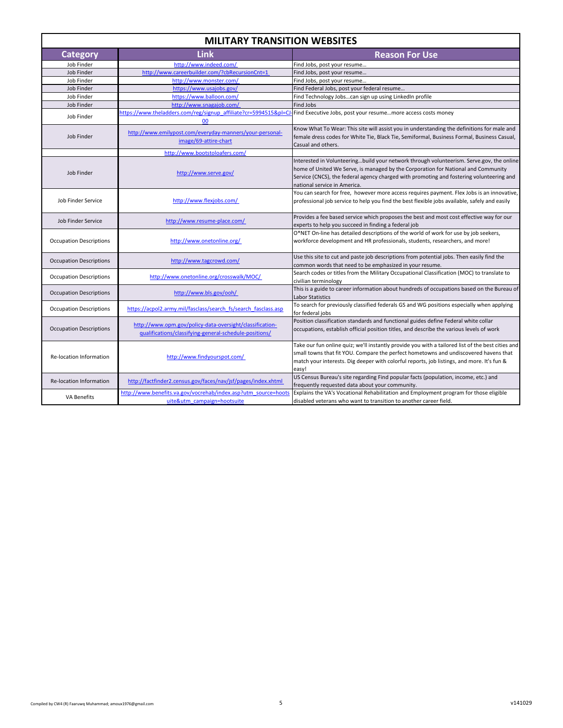## MILITARY TRANSITION WEBSITES

| Category | Link | Reason For Use |
|---|---|---|
| Job Finder | http://www.indeed.com/ | Find Jobs, post your resume… |
| Job Finder | http://www.careerbuilder.com/?cbRecursionCnt=1 | Find Jobs, post your resume… |
| Job Finder | http://www.monster.com/ | Find Jobs, post your resume… |
| Job Finder | https://www.usajobs.gov/ | Find Federal Jobs, post your federal resume… |
| Job Finder | https://www.balloon.com/ | Find Technology Jobs…can sign up using LinkedIn profile |
| Job Finder | http://www.snagajob.com/ | Find Jobs |
| Job Finder | https://www.theladders.com/reg/signup_affiliate?cr=5994515&pl=CJ-00 | Find Executive Jobs, post your resume…more access costs money |
| Job Finder | http://www.emilypost.com/everyday-manners/your-personal-image/69-attire-chart | Know What To Wear: This site will assist you in understanding the definitions for male and female dress codes for White Tie, Black Tie, Semiformal, Business Formal, Business Casual, Casual and others. |
| | http://www.bootstoloafers.com/ | |
| Job Finder | http://www.serve.gov/ | Interested in Volunteering…build your network through volunteerism. Serve.gov, the online home of United We Serve, is managed by the Corporation for National and Community Service (CNCS), the federal agency charged with promoting and fostering volunteering and national service in America. |
| Job Finder Service | http://www.flexjobs.com/ | You can search for free, however more access requires payment. Flex Jobs is an innovative, professional job service to help you find the best flexible jobs available, safely and easily |
| Job Finder Service | http://www.resume-place.com/ | Provides a fee based service which proposes the best and most cost effective way for our experts to help you succeed in finding a federal job |
| Occupation Descriptions | http://www.onetonline.org/ | O*NET On-line has detailed descriptions of the world of work for use by job seekers, workforce development and HR professionals, students, researchers, and more! |
| Occupation Descriptions | http://www.tagcrowd.com/ | Use this site to cut and paste job descriptions from potential jobs. Then easily find the common words that need to be emphasized in your resume. |
| Occupation Descriptions | http://www.onetonline.org/crosswalk/MOC/ | Search codes or titles from the Military Occupational Classification (MOC) to translate to civilian terminology |
| Occupation Descriptions | http://www.bls.gov/ooh/ | This is a guide to career information about hundreds of occupations based on the Bureau of Labor Statistics |
| Occupation Descriptions | https://acpol2.army.mil/fasclass/search_fs/search_fasclass.asp | To search for previously classified federals GS and WG positions especially when applying for federal jobs |
| Occupation Descriptions | http://www.opm.gov/policy-data-oversight/classification-qualifications/classifying-general-schedule-positions/ | Position classification standards and functional guides define Federal white collar occupations, establish official position titles, and describe the various levels of work |
| Re-location Information | http://www.findyourspot.com/ | Take our fun online quiz; we'll instantly provide you with a tailored list of the best cities and small towns that fit YOU. Compare the perfect hometowns and undiscovered havens that match your interests. Dig deeper with colorful reports, job listings, and more. It's fun & easy! |
| Re-location Information | http://factfinder2.census.gov/faces/nav/jsf/pages/index.xhtml | US Census Bureau's site regarding Find popular facts (population, income, etc.) and frequently requested data about your community. |
| VA Benefits | http://www.benefits.va.gov/vocrehab/index.asp?utm_source=hootsuite&utm_campaign=hootsuite | Explains the VA's Vocational Rehabilitation and Employment program for those eligible disabled veterans who want to transition to another career field. |

Compiled by CW4 (R) Faaruwq Muhammad; amoux1976@gmail.com

v141029